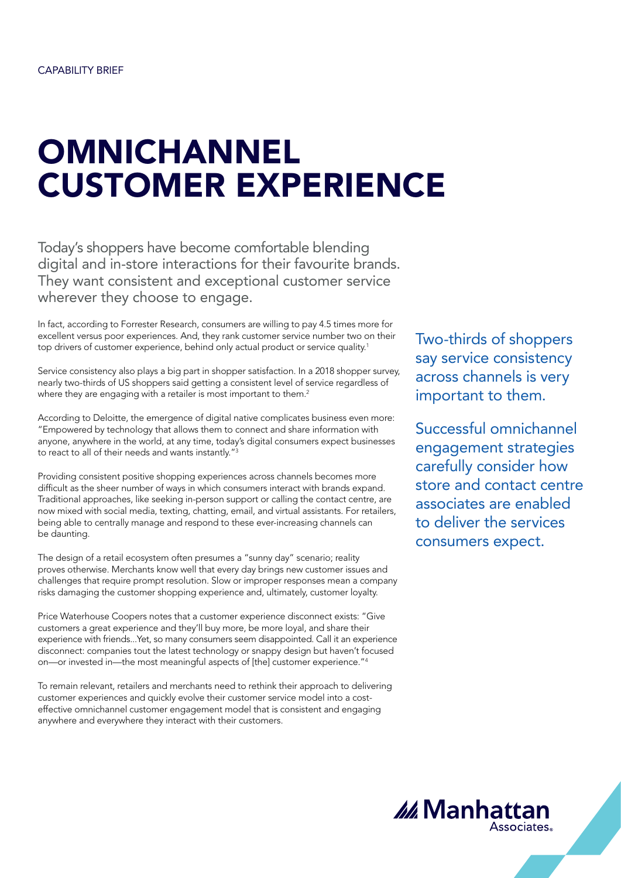CAPABILITY BRIEF

# OMNICHANNEL CUSTOMER EXPERIENCE

Today's shoppers have become comfortable blending digital and in-store interactions for their favourite brands. They want consistent and exceptional customer service wherever they choose to engage.

In fact, according to Forrester Research, consumers are willing to pay 4.5 times more for excellent versus poor experiences. And, they rank customer service number two on their top drivers of customer experience, behind only actual product or service quality.[1]

Service consistency also plays a big part in shopper satisfaction. In a 2018 shopper survey, nearly two-thirds of US shoppers said getting a consistent level of service regardless of where they are engaging with a retailer is most important to them.[2]

According to Deloitte, the emergence of digital native complicates business even more: "Empowered by technology that allows them to connect and share information with anyone, anywhere in the world, at any time, today's digital consumers expect businesses to react to all of their needs and wants instantly."[3]

Providing consistent positive shopping experiences across channels becomes more difficult as the sheer number of ways in which consumers interact with brands expand. Traditional approaches, like seeking in-person support or calling the contact centre, are now mixed with social media, texting, chatting, email, and virtual assistants. For retailers, being able to centrally manage and respond to these ever-increasing channels can be daunting.

The design of a retail ecosystem often presumes a "sunny day" scenario; reality proves otherwise. Merchants know well that every day brings new customer issues and challenges that require prompt resolution. Slow or improper responses mean a company risks damaging the customer shopping experience and, ultimately, customer loyalty.

Price Waterhouse Coopers notes that a customer experience disconnect exists: "Give customers a great experience and they'll buy more, be more loyal, and share their experience with friends...Yet, so many consumers seem disappointed. Call it an experience disconnect: companies tout the latest technology or snappy design but haven't focused on—or invested in—the most meaningful aspects of [the] customer experience."[4]

To remain relevant, retailers and merchants need to rethink their approach to delivering customer experiences and quickly evolve their customer service model into a cost-effective omnichannel customer engagement model that is consistent and engaging anywhere and everywhere they interact with their customers.

Two-thirds of shoppers say service consistency across channels is very important to them.

Successful omnichannel engagement strategies carefully consider how store and contact centre associates are enabled to deliver the services consumers expect.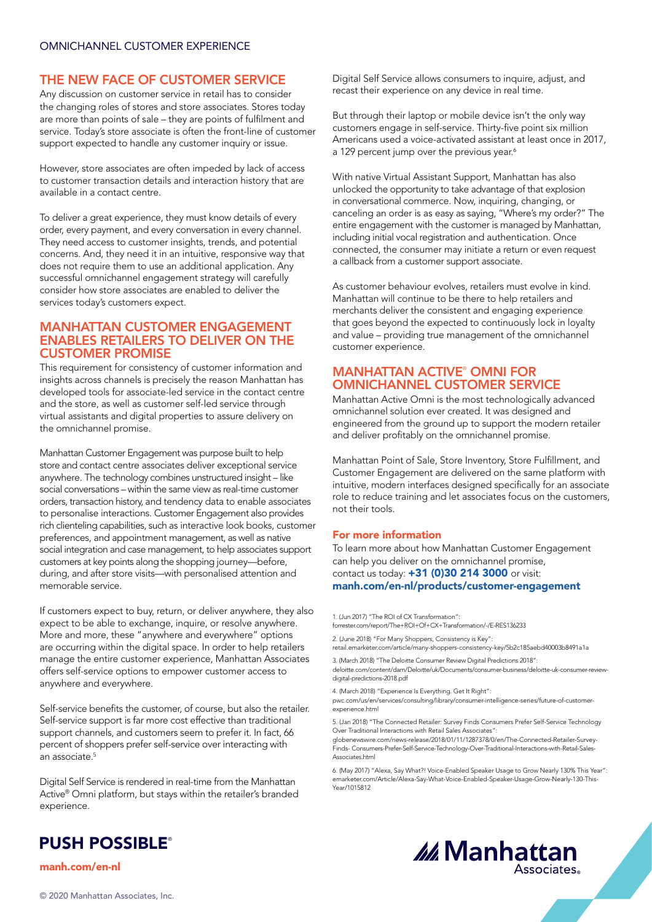## THE NEW FACE OF CUSTOMER SERVICE

Any discussion on customer service in retail has to consider the changing roles of stores and store associates. Stores today are more than points of sale – they are points of fulfilment and service. Today's store associate is often the front-line of customer support expected to handle any customer inquiry or issue.

However, store associates are often impeded by lack of access to customer transaction details and interaction history that are available in a contact centre.

To deliver a great experience, they must know details of every order, every payment, and every conversation in every channel. They need access to customer insights, trends, and potential concerns. And, they need it in an intuitive, responsive way that does not require them to use an additional application. Any successful omnichannel engagement strategy will carefully consider how store associates are enabled to deliver the services today's customers expect.

## MANHATTAN CUSTOMER ENGAGEMENT ENABLES RETAILERS TO DELIVER ON THE CUSTOMER PROMISE

This requirement for consistency of customer information and insights across channels is precisely the reason Manhattan has developed tools for associate-led service in the contact centre and the store, as well as customer self-led service through virtual assistants and digital properties to assure delivery on the omnichannel promise.

Manhattan Customer Engagement was purpose built to help store and contact centre associates deliver exceptional service anywhere. The technology combines unstructured insight – like social conversations – within the same view as real-time customer orders, transaction history, and tendency data to enable associates to personalise interactions. Customer Engagement also provides rich clienteling capabilities, such as interactive look books, customer preferences, and appointment management, as well as native social integration and case management, to help associates support customers at key points along the shopping journey—before, during, and after store visits—with personalised attention and memorable service.

If customers expect to buy, return, or deliver anywhere, they also expect to be able to exchange, inquire, or resolve anywhere. More and more, these "anywhere and everywhere" options are occurring within the digital space. In order to help retailers manage the entire customer experience, Manhattan Associates offers self-service options to empower customer access to anywhere and everywhere.

Self-service benefits the customer, of course, but also the retailer. Self-service support is far more cost effective than traditional support channels, and customers seem to prefer it. In fact, 66 percent of shoppers prefer self-service over interacting with an associate.[5]

Digital Self Service is rendered in real-time from the Manhattan Active® Omni platform, but stays within the retailer's branded experience.

Digital Self Service allows consumers to inquire, adjust, and recast their experience on any device in real time.

But through their laptop or mobile device isn't the only way customers engage in self-service. Thirty-five point six million Americans used a voice-activated assistant at least once in 2017, a 129 percent jump over the previous year.[6]

With native Virtual Assistant Support, Manhattan has also unlocked the opportunity to take advantage of that explosion in conversational commerce. Now, inquiring, changing, or canceling an order is as easy as saying, "Where's my order?" The entire engagement with the customer is managed by Manhattan, including initial vocal registration and authentication. Once connected, the consumer may initiate a return or even request a callback from a customer support associate.

As customer behaviour evolves, retailers must evolve in kind. Manhattan will continue to be there to help retailers and merchants deliver the consistent and engaging experience that goes beyond the expected to continuously lock in loyalty and value – providing true management of the omnichannel customer experience.

## MANHATTAN ACTIVE® OMNI FOR OMNICHANNEL CUSTOMER SERVICE

Manhattan Active Omni is the most technologically advanced omnichannel solution ever created. It was designed and engineered from the ground up to support the modern retailer and deliver profitably on the omnichannel promise.

Manhattan Point of Sale, Store Inventory, Store Fulfillment, and Customer Engagement are delivered on the same platform with intuitive, modern interfaces designed specifically for an associate role to reduce training and let associates focus on the customers, not their tools.

### For more information

To learn more about how Manhattan Customer Engagement can help you deliver on the omnichannel promise, contact us today: **+31 (0)30 214 3000** or visit: **manh.com/en-nl/products/customer-engagement**

1. (Jun 2017) "The ROI of CX Transformation": forrester.com/report/The+ROI+Of+CX+Transformation/-/E-RES136233
2. (June 2018) "For Many Shoppers, Consistency is Key": retail.emarketer.com/article/many-shoppers-consistency-key/5b2c185aebd40003b8491a1a
3. (March 2018) "The Deloitte Consumer Review Digital Predictions 2018": deloitte.com/content/dam/Deloitte/uk/Documents/consumer-business/deloitte-uk-consumer-review-digital-predictions-2018.pdf
4. (March 2018) "Experience Is Everything. Get It Right": pwc.com/us/en/services/consulting/library/consumer-intelligence-series/future-of-customer-experience.html
5. (Jan 2018) "The Connected Retailer: Survey Finds Consumers Prefer Self-Service Technology Over Traditional Interactions with Retail Sales Associates": globenewswire.com/news-release/2018/01/11/1287378/0/en/The-Connected-Retailer-Survey-Finds- Consumers-Prefer-Self-Service-Technology-Over-Traditional-Interactions-with-Retail-Sales-Associates.html
6. (May 2017) "Alexa, Say What?! Voice-Enabled Speaker Usage to Grow Nearly 130% This Year": emarketer.com/Article/Alexa-Say-What-Voice-Enabled-Speaker-Usage-Grow-Nearly-130-This-Year/1015812

**PUSH POSSIBLE®**

manh.com/en-nl

Manhattan Associates

© 2020 Manhattan Associates, Inc.